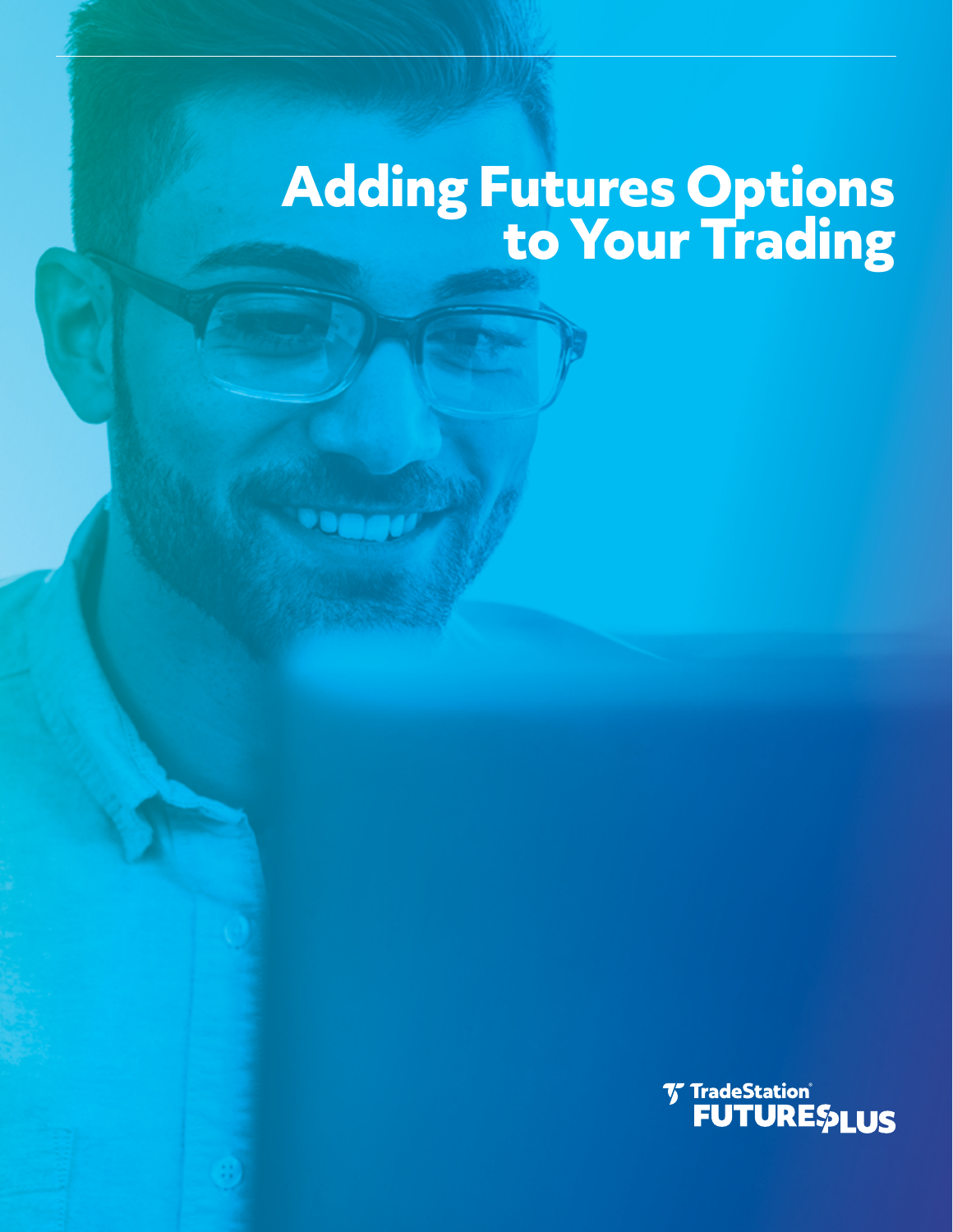# Adding Futures Options to Your Trading

TradeStation FUTURESPLUS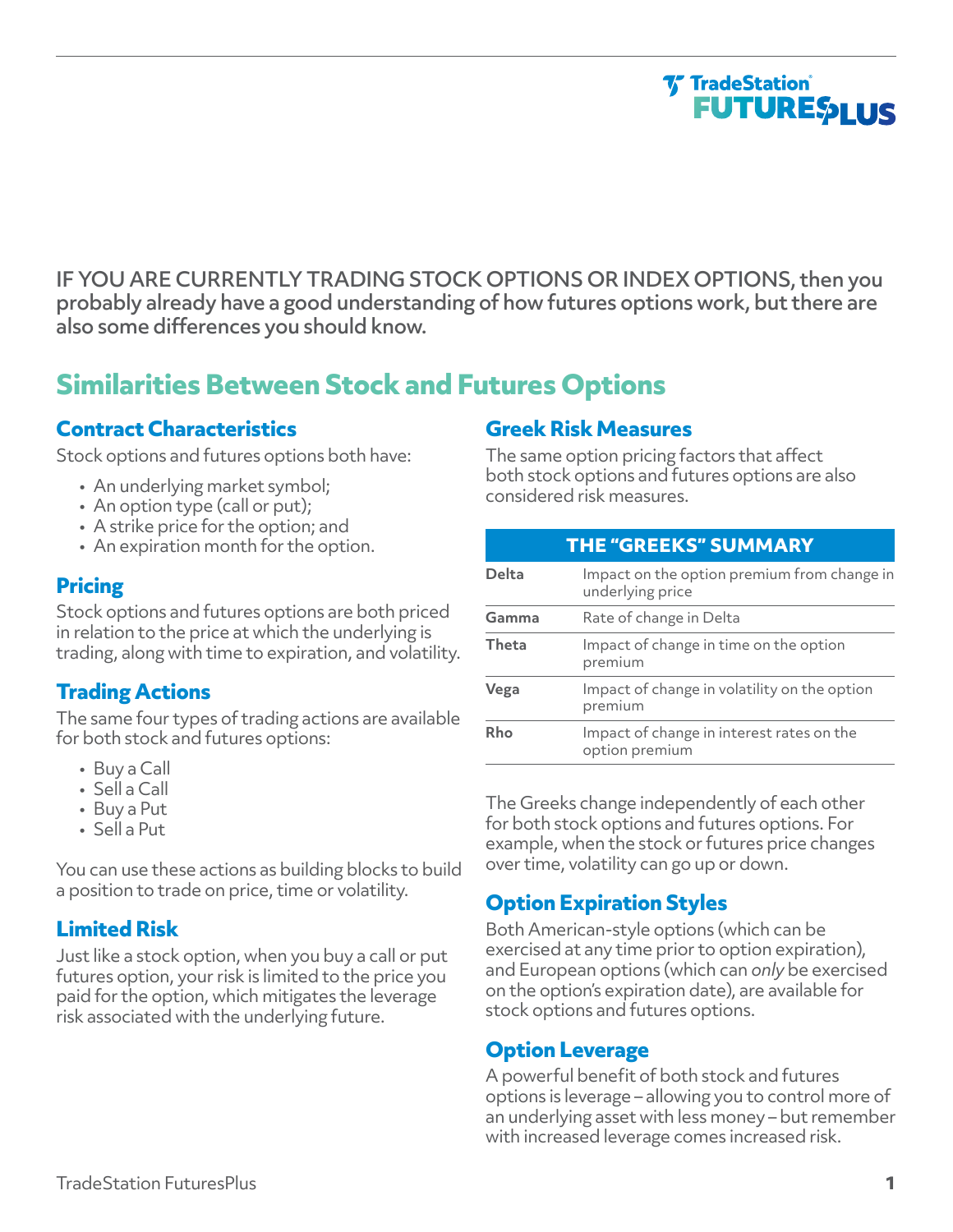IF YOU ARE CURRENTLY TRADING STOCK OPTIONS OR INDEX OPTIONS, then you probably already have a good understanding of how futures options work, but there are also some differences you should know.

## Similarities Between Stock and Futures Options

### Contract Characteristics

Stock options and futures options both have:

- An underlying market symbol;
- An option type (call or put);
- A strike price for the option; and
- An expiration month for the option.

### Pricing

Stock options and futures options are both priced in relation to the price at which the underlying is trading, along with time to expiration, and volatility.

### Trading Actions

The same four types of trading actions are available for both stock and futures options:

- Buy a Call
- Sell a Call
- Buy a Put
- Sell a Put

You can use these actions as building blocks to build a position to trade on price, time or volatility.

### Limited Risk

Just like a stock option, when you buy a call or put futures option, your risk is limited to the price you paid for the option, which mitigates the leverage risk associated with the underlying future.

### Greek Risk Measures

The same option pricing factors that affect both stock options and futures options are also considered risk measures.

| THE "GREEKS" SUMMARY | |
|---|---|
| **Delta** | Impact on the option premium from change in underlying price |
| **Gamma** | Rate of change in Delta |
| **Theta** | Impact of change in time on the option premium |
| **Vega** | Impact of change in volatility on the option premium |
| **Rho** | Impact of change in interest rates on the option premium |

The Greeks change independently of each other for both stock options and futures options. For example, when the stock or futures price changes over time, volatility can go up or down.

### Option Expiration Styles

Both American-style options (which can be exercised at any time prior to option expiration), and European options (which can *only* be exercised on the option's expiration date), are available for stock options and futures options.

### Option Leverage

A powerful benefit of both stock and futures options is leverage – allowing you to control more of an underlying asset with less money – but remember with increased leverage comes increased risk.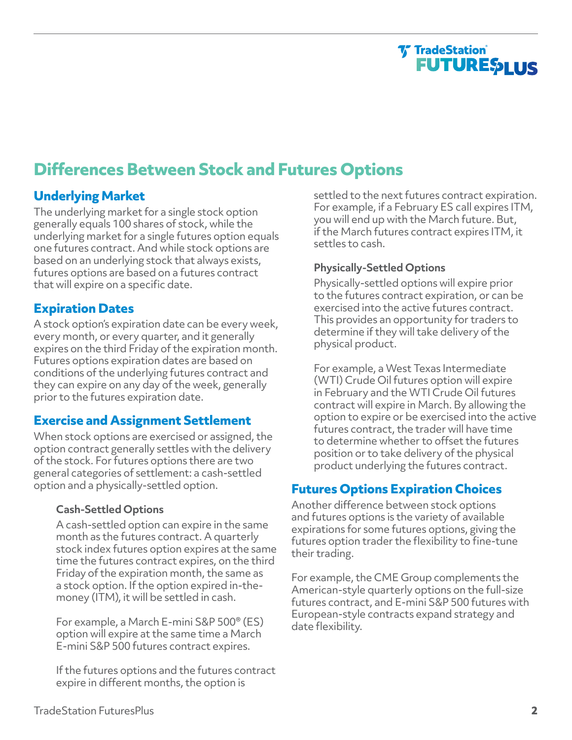## Differences Between Stock and Futures Options

### Underlying Market

The underlying market for a single stock option generally equals 100 shares of stock, while the underlying market for a single futures option equals one futures contract. And while stock options are based on an underlying stock that always exists, futures options are based on a futures contract that will expire on a specific date.

### Expiration Dates

A stock option's expiration date can be every week, every month, or every quarter, and it generally expires on the third Friday of the expiration month. Futures options expiration dates are based on conditions of the underlying futures contract and they can expire on any day of the week, generally prior to the futures expiration date.

### Exercise and Assignment Settlement

When stock options are exercised or assigned, the option contract generally settles with the delivery of the stock. For futures options there are two general categories of settlement: a cash-settled option and a physically-settled option.

#### Cash-Settled Options

A cash-settled option can expire in the same month as the futures contract. A quarterly stock index futures option expires at the same time the futures contract expires, on the third Friday of the expiration month, the same as a stock option. If the option expired in-the-money (ITM), it will be settled in cash.

For example, a March E-mini S&P 500® (ES) option will expire at the same time a March E-mini S&P 500 futures contract expires.

If the futures options and the futures contract expire in different months, the option is settled to the next futures contract expiration. For example, if a February ES call expires ITM, you will end up with the March future. But, if the March futures contract expires ITM, it settles to cash.

#### Physically-Settled Options

Physically-settled options will expire prior to the futures contract expiration, or can be exercised into the active futures contract. This provides an opportunity for traders to determine if they will take delivery of the physical product.

For example, a West Texas Intermediate (WTI) Crude Oil futures option will expire in February and the WTI Crude Oil futures contract will expire in March. By allowing the option to expire or be exercised into the active futures contract, the trader will have time to determine whether to offset the futures position or to take delivery of the physical product underlying the futures contract.

### Futures Options Expiration Choices

Another difference between stock options and futures options is the variety of available expirations for some futures options, giving the futures option trader the flexibility to fine-tune their trading.

For example, the CME Group complements the American-style quarterly options on the full-size futures contract, and E-mini S&P 500 futures with European-style contracts expand strategy and date flexibility.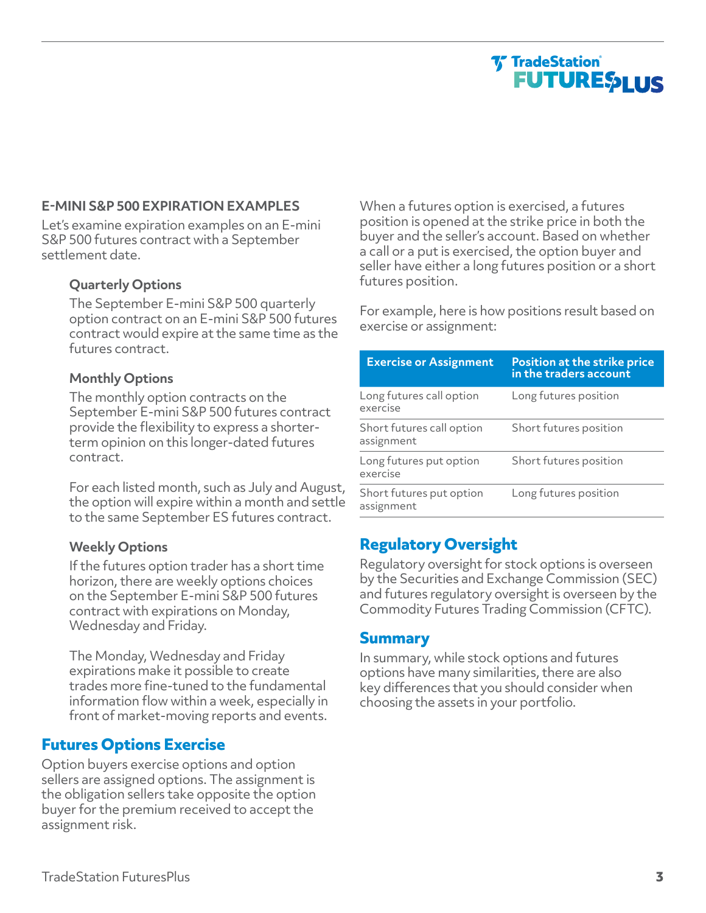## E-MINI S&P 500 EXPIRATION EXAMPLES

Let's examine expiration examples on an E-mini S&P 500 futures contract with a September settlement date.

### Quarterly Options

The September E-mini S&P 500 quarterly option contract on an E-mini S&P 500 futures contract would expire at the same time as the futures contract.

### Monthly Options

The monthly option contracts on the September E-mini S&P 500 futures contract provide the flexibility to express a shorter-term opinion on this longer-dated futures contract.

For each listed month, such as July and August, the option will expire within a month and settle to the same September ES futures contract.

### Weekly Options

If the futures option trader has a short time horizon, there are weekly options choices on the September E-mini S&P 500 futures contract with expirations on Monday, Wednesday and Friday.

The Monday, Wednesday and Friday expirations make it possible to create trades more fine-tuned to the fundamental information flow within a week, especially in front of market-moving reports and events.

## Futures Options Exercise

Option buyers exercise options and option sellers are assigned options. The assignment is the obligation sellers take opposite the option buyer for the premium received to accept the assignment risk.

When a futures option is exercised, a futures position is opened at the strike price in both the buyer and the seller's account. Based on whether a call or a put is exercised, the option buyer and seller have either a long futures position or a short futures position.

For example, here is how positions result based on exercise or assignment:

| Exercise or Assignment | Position at the strike price in the traders account |
|---|---|
| Long futures call option exercise | Long futures position |
| Short futures call option assignment | Short futures position |
| Long futures put option exercise | Short futures position |
| Short futures put option assignment | Long futures position |

## Regulatory Oversight

Regulatory oversight for stock options is overseen by the Securities and Exchange Commission (SEC) and futures regulatory oversight is overseen by the Commodity Futures Trading Commission (CFTC).

## Summary

In summary, while stock options and futures options have many similarities, there are also key differences that you should consider when choosing the assets in your portfolio.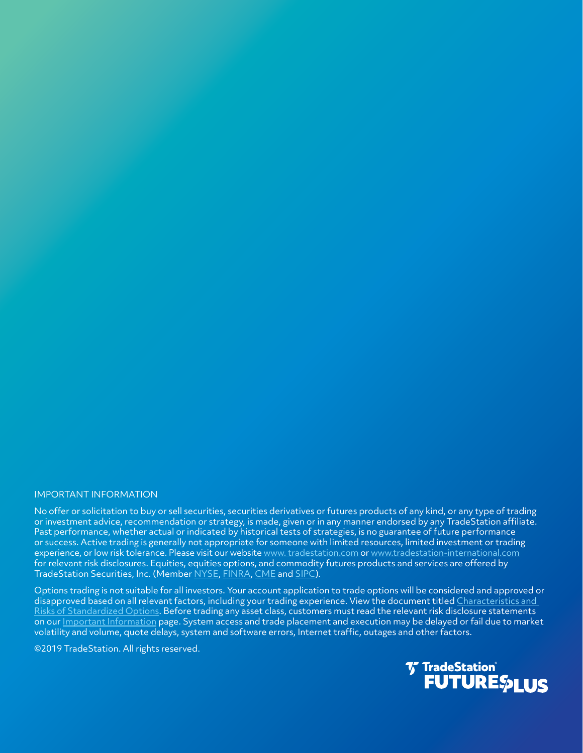IMPORTANT INFORMATION

No offer or solicitation to buy or sell securities, securities derivatives or futures products of any kind, or any type of trading or investment advice, recommendation or strategy, is made, given or in any manner endorsed by any TradeStation affiliate. Past performance, whether actual or indicated by historical tests of strategies, is no guarantee of future performance or success. Active trading is generally not appropriate for someone with limited resources, limited investment or trading experience, or low risk tolerance. Please visit our website www. tradestation.com or www.tradestation-international.com for relevant risk disclosures. Equities, equities options, and commodity futures products and services are offered by TradeStation Securities, Inc. (Member NYSE, FINRA, CME and SIPC).

Options trading is not suitable for all investors. Your account application to trade options will be considered and approved or disapproved based on all relevant factors, including your trading experience. View the document titled Characteristics and Risks of Standardized Options. Before trading any asset class, customers must read the relevant risk disclosure statements on our Important Information page. System access and trade placement and execution may be delayed or fail due to market volatility and volume, quote delays, system and software errors, Internet traffic, outages and other factors.

©2019 TradeStation. All rights reserved.

TradeStation® FUTURESPLUS